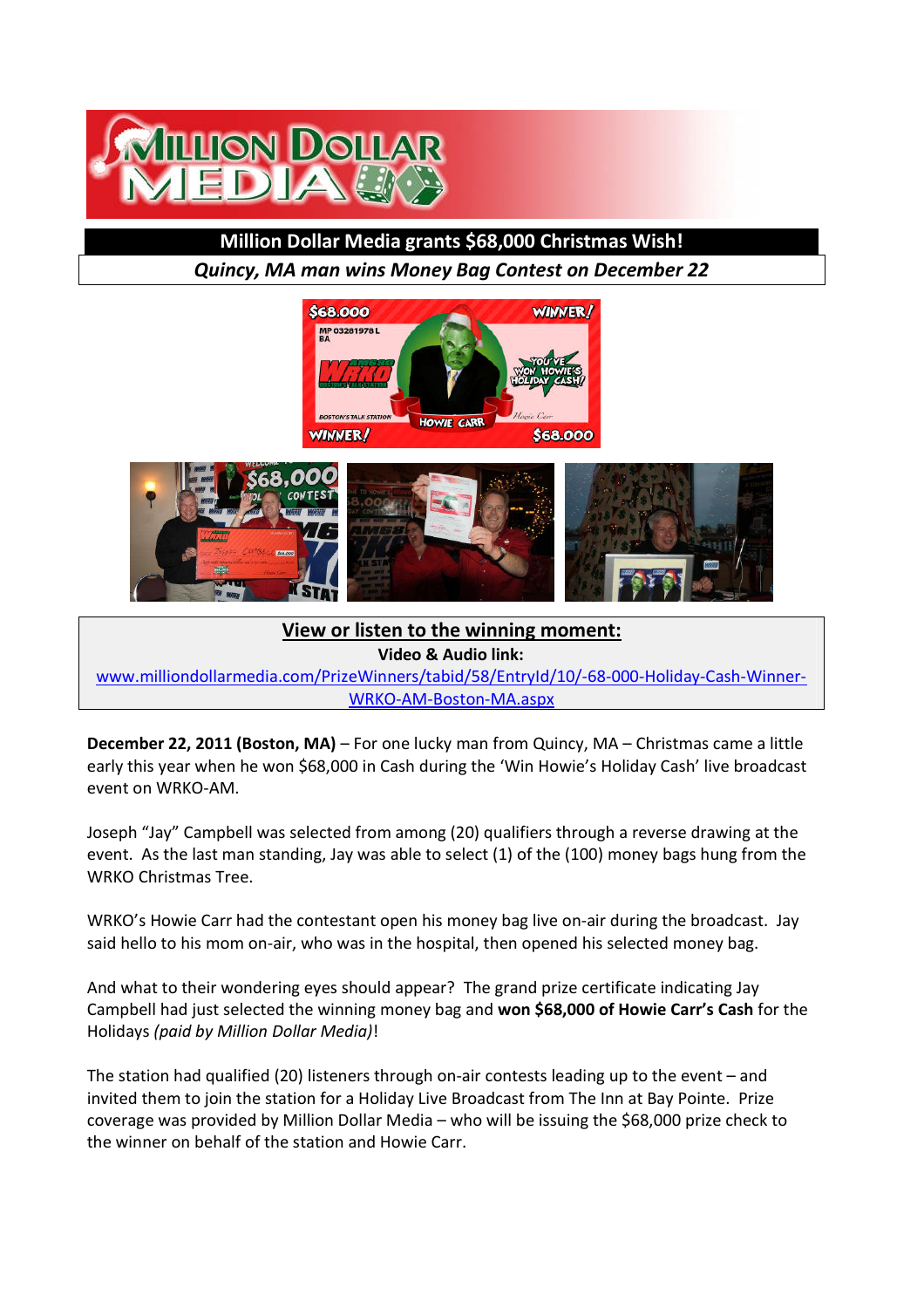## Million Dollar Media grants $68,000 Christmas Wish!

*Quincy, MA man wins Money Bag Contest on December 22*

**View or listen to the winning moment:**

**Video & Audio link:**

www.milliondollarmedia.com/PrizeWinners/tabid/58/EntryId/10/-68-000-Holiday-Cash-Winner-WRKO-AM-Boston-MA.aspx

**December 22, 2011 (Boston, MA)** – For one lucky man from Quincy, MA – Christmas came a little early this year when he won $68,000 in Cash during the 'Win Howie's Holiday Cash' live broadcast event on WRKO-AM.

Joseph "Jay" Campbell was selected from among (20) qualifiers through a reverse drawing at the event. As the last man standing, Jay was able to select (1) of the (100) money bags hung from the WRKO Christmas Tree.

WRKO's Howie Carr had the contestant open his money bag live on-air during the broadcast. Jay said hello to his mom on-air, who was in the hospital, then opened his selected money bag.

And what to their wondering eyes should appear? The grand prize certificate indicating Jay Campbell had just selected the winning money bag and **won $68,000 of Howie Carr's Cash** for the Holidays *(paid by Million Dollar Media)*!

The station had qualified (20) listeners through on-air contests leading up to the event – and invited them to join the station for a Holiday Live Broadcast from The Inn at Bay Pointe. Prize coverage was provided by Million Dollar Media – who will be issuing the $68,000 prize check to the winner on behalf of the station and Howie Carr.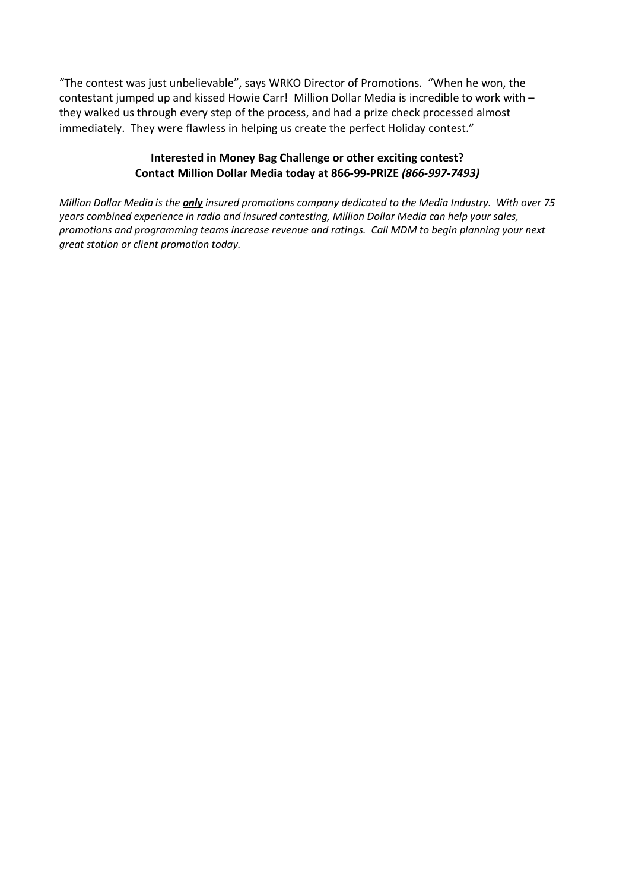"The contest was just unbelievable", says WRKO Director of Promotions. "When he won, the contestant jumped up and kissed Howie Carr! Million Dollar Media is incredible to work with – they walked us through every step of the process, and had a prize check processed almost immediately. They were flawless in helping us create the perfect Holiday contest."

**Interested in Money Bag Challenge or other exciting contest?**
**Contact Million Dollar Media today at 866-99-PRIZE *(866-997-7493)***

*Million Dollar Media is the **only** insured promotions company dedicated to the Media Industry. With over 75 years combined experience in radio and insured contesting, Million Dollar Media can help your sales, promotions and programming teams increase revenue and ratings. Call MDM to begin planning your next great station or client promotion today.*